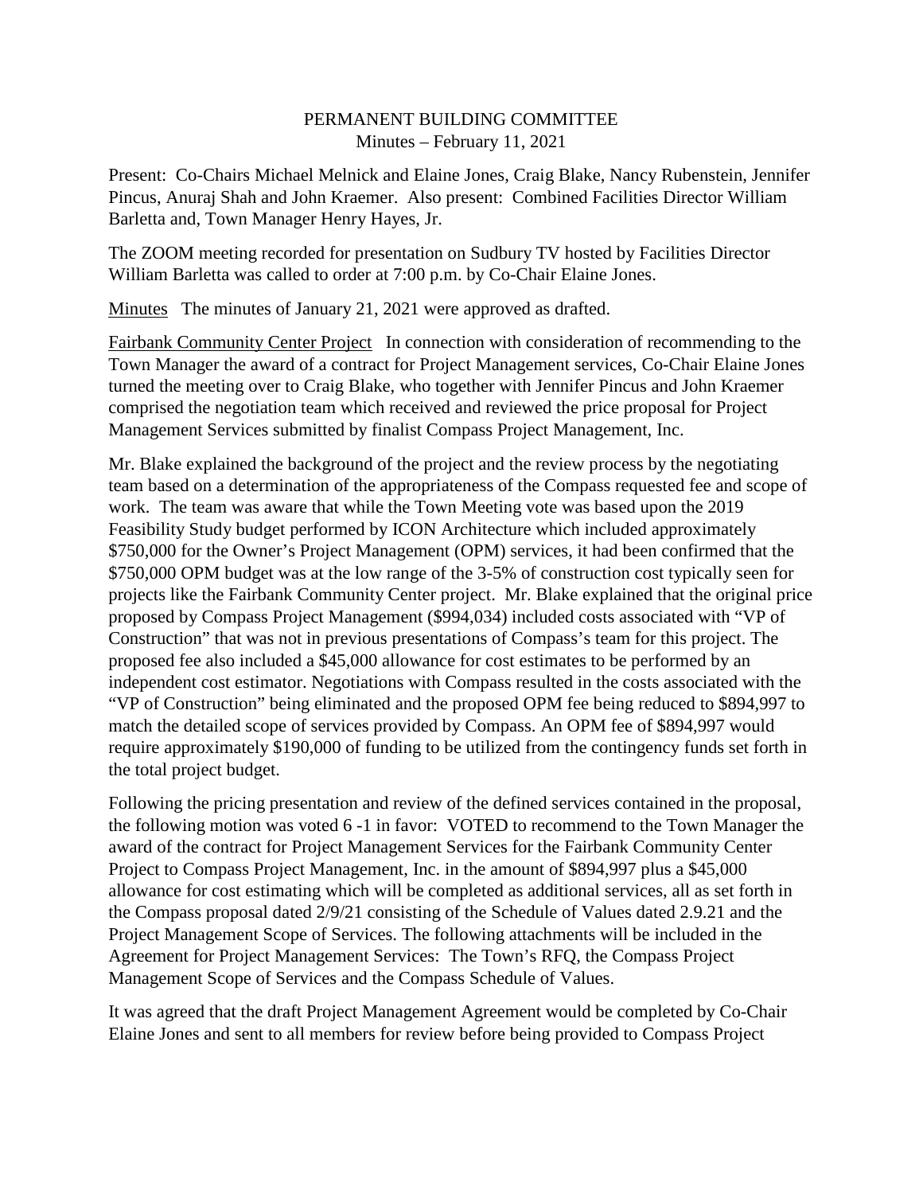PERMANENT BUILDING COMMITTEE
Minutes – February 11, 2021

Present: Co-Chairs Michael Melnick and Elaine Jones, Craig Blake, Nancy Rubenstein, Jennifer Pincus, Anuraj Shah and John Kraemer. Also present: Combined Facilities Director William Barletta and, Town Manager Henry Hayes, Jr.

The ZOOM meeting recorded for presentation on Sudbury TV hosted by Facilities Director William Barletta was called to order at 7:00 p.m. by Co-Chair Elaine Jones.

Minutes The minutes of January 21, 2021 were approved as drafted.

Fairbank Community Center Project In connection with consideration of recommending to the Town Manager the award of a contract for Project Management services, Co-Chair Elaine Jones turned the meeting over to Craig Blake, who together with Jennifer Pincus and John Kraemer comprised the negotiation team which received and reviewed the price proposal for Project Management Services submitted by finalist Compass Project Management, Inc.

Mr. Blake explained the background of the project and the review process by the negotiating team based on a determination of the appropriateness of the Compass requested fee and scope of work. The team was aware that while the Town Meeting vote was based upon the 2019 Feasibility Study budget performed by ICON Architecture which included approximately $750,000 for the Owner's Project Management (OPM) services, it had been confirmed that the $750,000 OPM budget was at the low range of the 3-5% of construction cost typically seen for projects like the Fairbank Community Center project. Mr. Blake explained that the original price proposed by Compass Project Management ($994,034) included costs associated with "VP of Construction" that was not in previous presentations of Compass's team for this project. The proposed fee also included a $45,000 allowance for cost estimates to be performed by an independent cost estimator. Negotiations with Compass resulted in the costs associated with the "VP of Construction" being eliminated and the proposed OPM fee being reduced to $894,997 to match the detailed scope of services provided by Compass. An OPM fee of $894,997 would require approximately $190,000 of funding to be utilized from the contingency funds set forth in the total project budget.

Following the pricing presentation and review of the defined services contained in the proposal, the following motion was voted 6 -1 in favor: VOTED to recommend to the Town Manager the award of the contract for Project Management Services for the Fairbank Community Center Project to Compass Project Management, Inc. in the amount of $894,997 plus a $45,000 allowance for cost estimating which will be completed as additional services, all as set forth in the Compass proposal dated 2/9/21 consisting of the Schedule of Values dated 2.9.21 and the Project Management Scope of Services. The following attachments will be included in the Agreement for Project Management Services: The Town's RFQ, the Compass Project Management Scope of Services and the Compass Schedule of Values.

It was agreed that the draft Project Management Agreement would be completed by Co-Chair Elaine Jones and sent to all members for review before being provided to Compass Project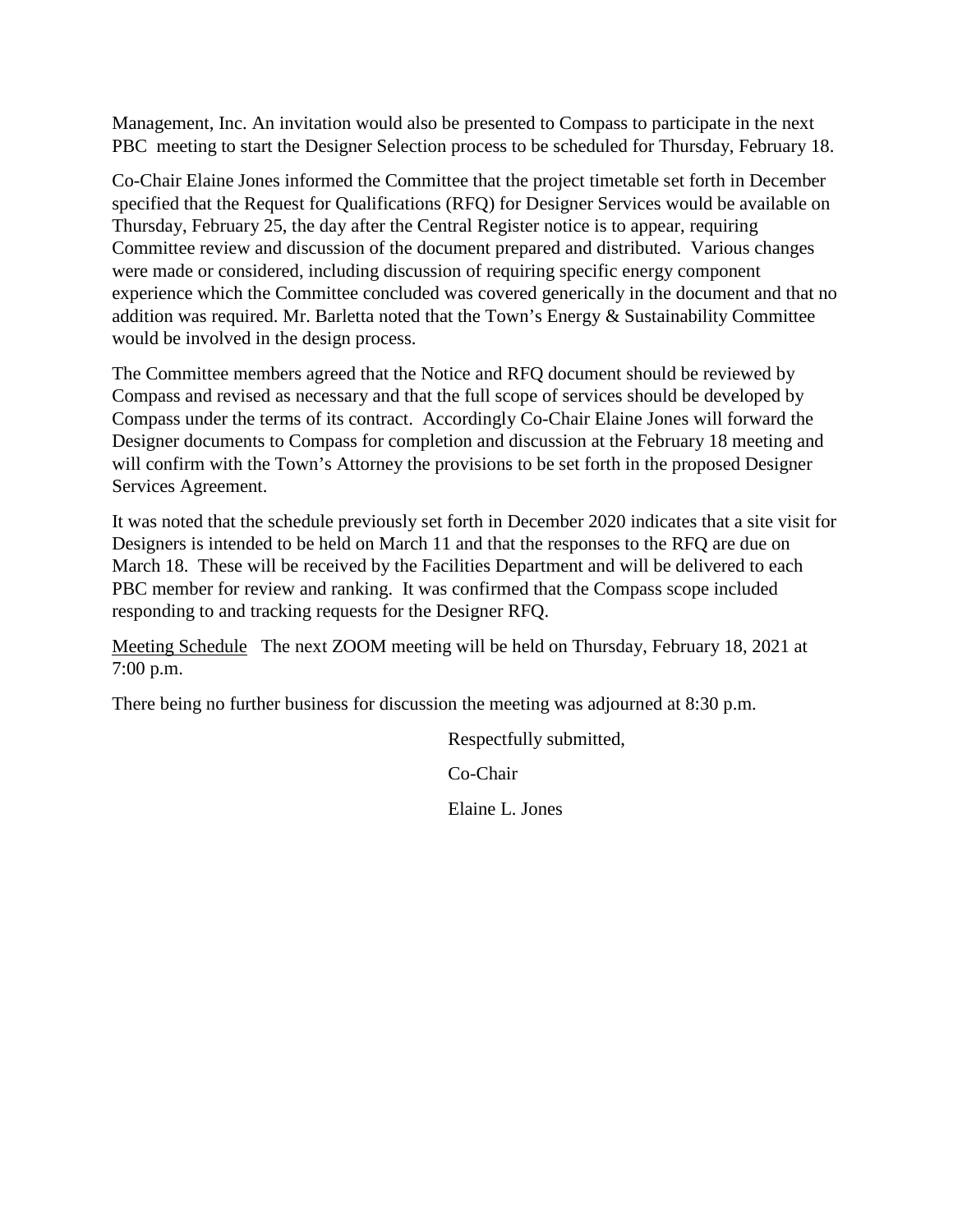Management, Inc. An invitation would also be presented to Compass to participate in the next PBC meeting to start the Designer Selection process to be scheduled for Thursday, February 18.

Co-Chair Elaine Jones informed the Committee that the project timetable set forth in December specified that the Request for Qualifications (RFQ) for Designer Services would be available on Thursday, February 25, the day after the Central Register notice is to appear, requiring Committee review and discussion of the document prepared and distributed. Various changes were made or considered, including discussion of requiring specific energy component experience which the Committee concluded was covered generically in the document and that no addition was required. Mr. Barletta noted that the Town's Energy & Sustainability Committee would be involved in the design process.

The Committee members agreed that the Notice and RFQ document should be reviewed by Compass and revised as necessary and that the full scope of services should be developed by Compass under the terms of its contract. Accordingly Co-Chair Elaine Jones will forward the Designer documents to Compass for completion and discussion at the February 18 meeting and will confirm with the Town's Attorney the provisions to be set forth in the proposed Designer Services Agreement.

It was noted that the schedule previously set forth in December 2020 indicates that a site visit for Designers is intended to be held on March 11 and that the responses to the RFQ are due on March 18. These will be received by the Facilities Department and will be delivered to each PBC member for review and ranking. It was confirmed that the Compass scope included responding to and tracking requests for the Designer RFQ.

Meeting Schedule The next ZOOM meeting will be held on Thursday, February 18, 2021 at 7:00 p.m.

There being no further business for discussion the meeting was adjourned at 8:30 p.m.

Respectfully submitted,

Co-Chair

Elaine L. Jones